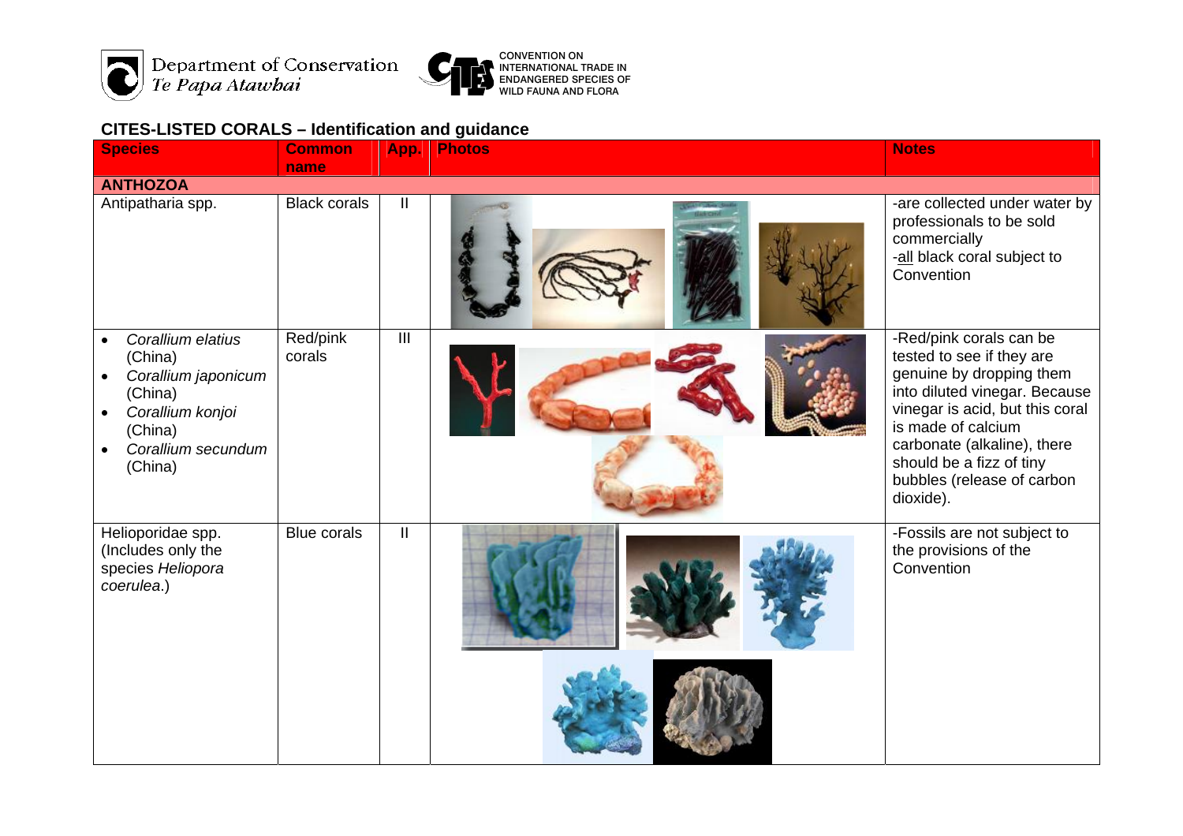Department of Conservation
*Te Papa Atawhai*

CONVENTION ON INTERNATIONAL TRADE IN ENDANGERED SPECIES OF WILD FAUNA AND FLORA

## CITES-LISTED CORALS – Identification and guidance

| Species | Common name | App. | Photos | Notes |
|---|---|---|---|---|
| **ANTHOZOA** | | | | |
| Antipatharia spp. | Black corals | II | | -are collected under water by professionals to be sold commercially<br>-all black coral subject to Convention |
| • *Corallium elatius* (China)<br>• *Corallium japonicum* (China)<br>• *Corallium konjoi* (China)<br>• *Corallium secundum* (China) | Red/pink corals | III | | -Red/pink corals can be tested to see if they are genuine by dropping them into diluted vinegar. Because vinegar is acid, but this coral is made of calcium carbonate (alkaline), there should be a fizz of tiny bubbles (release of carbon dioxide). |
| Helioporidae spp. (Includes only the species *Heliopora coerulea*.) | Blue corals | II | | -Fossils are not subject to the provisions of the Convention |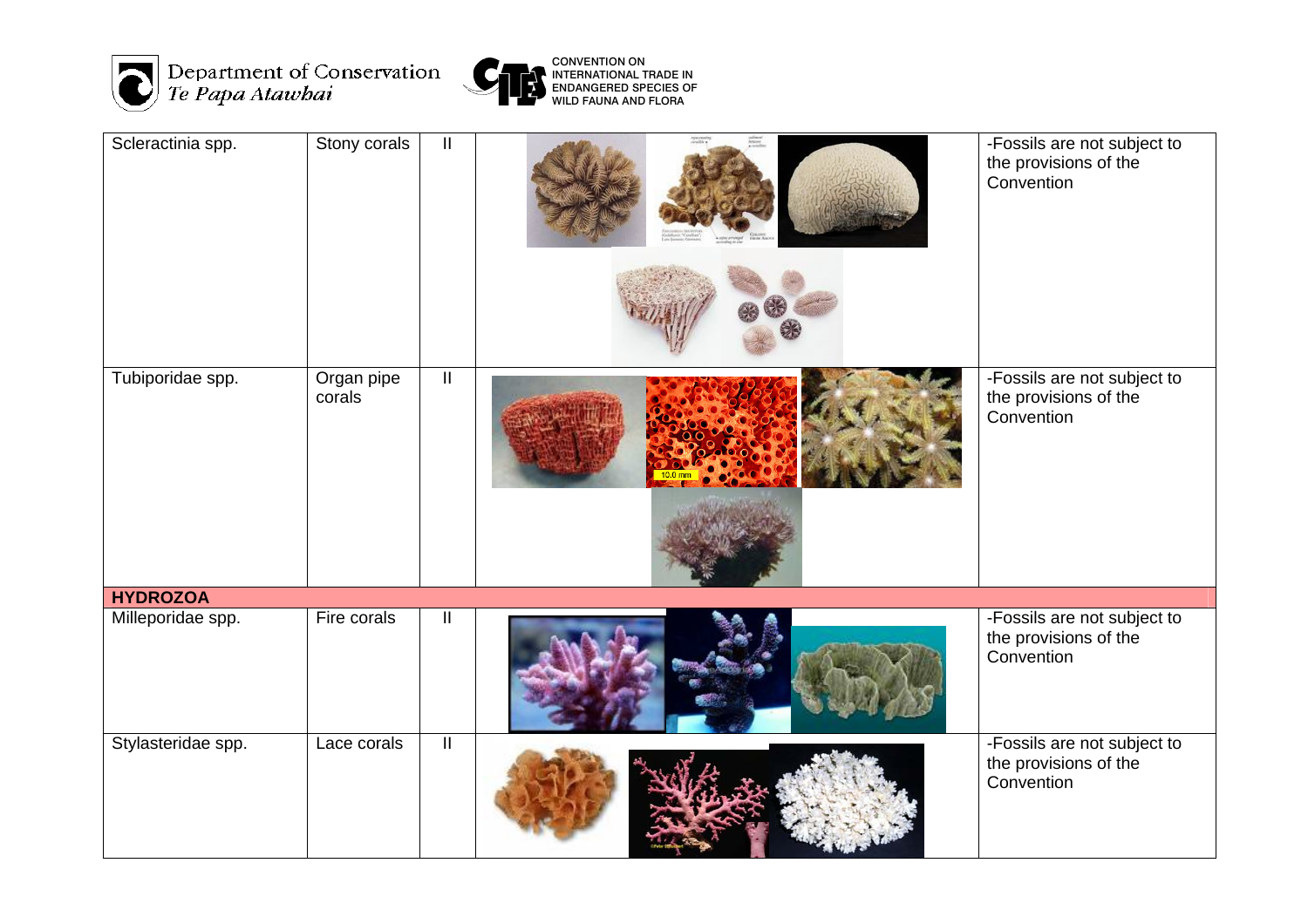| | | | | |
|---|---|---|---|---|
| Scleractinia spp. | Stony corals | II | | -Fossils are not subject to the provisions of the Convention |
| Tubiporidae spp. | Organ pipe corals | II | | -Fossils are not subject to the provisions of the Convention |
| **HYDROZOA** | | | | |
| Milleporidae spp. | Fire corals | II | | -Fossils are not subject to the provisions of the Convention |
| Stylasteridae spp. | Lace corals | II | | -Fossils are not subject to the provisions of the Convention |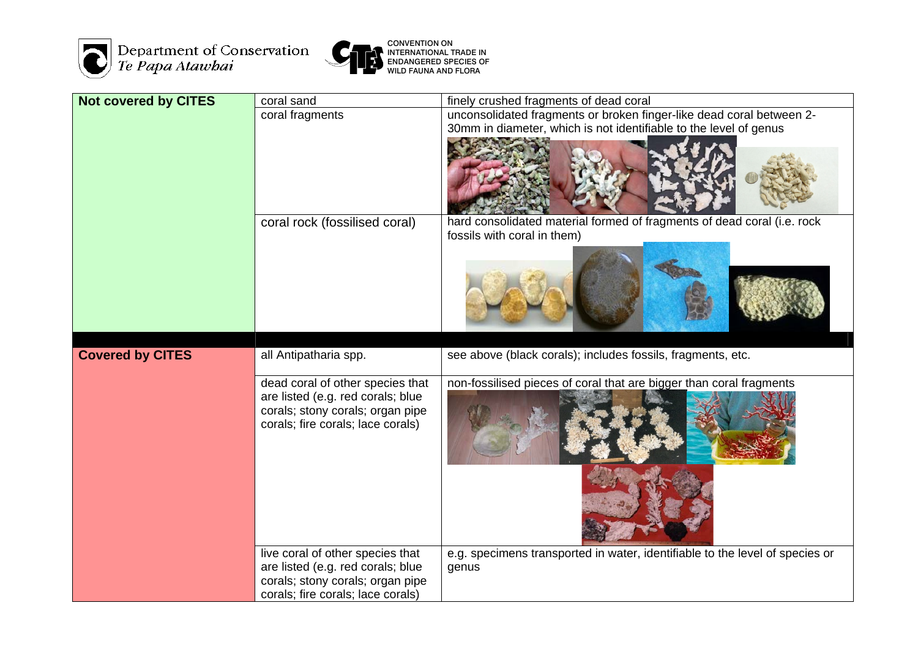| | | |
|---|---|---|
| **Not covered by CITES** | coral sand | finely crushed fragments of dead coral |
| | coral fragments | unconsolidated fragments or broken finger-like dead coral between 2-30mm in diameter, which is not identifiable to the level of genus |
| | coral rock (fossilised coral) | hard consolidated material formed of fragments of dead coral (i.e. rock fossils with coral in them) |
| **Covered by CITES** | all Antipatharia spp. | see above (black corals); includes fossils, fragments, etc. |
| | dead coral of other species that are listed (e.g. red corals; blue corals; stony corals; organ pipe corals; fire corals; lace corals) | non-fossilised pieces of coral that are bigger than coral fragments |
| | live coral of other species that are listed (e.g. red corals; blue corals; stony corals; organ pipe corals; fire corals; lace corals) | e.g. specimens transported in water, identifiable to the level of species or genus |